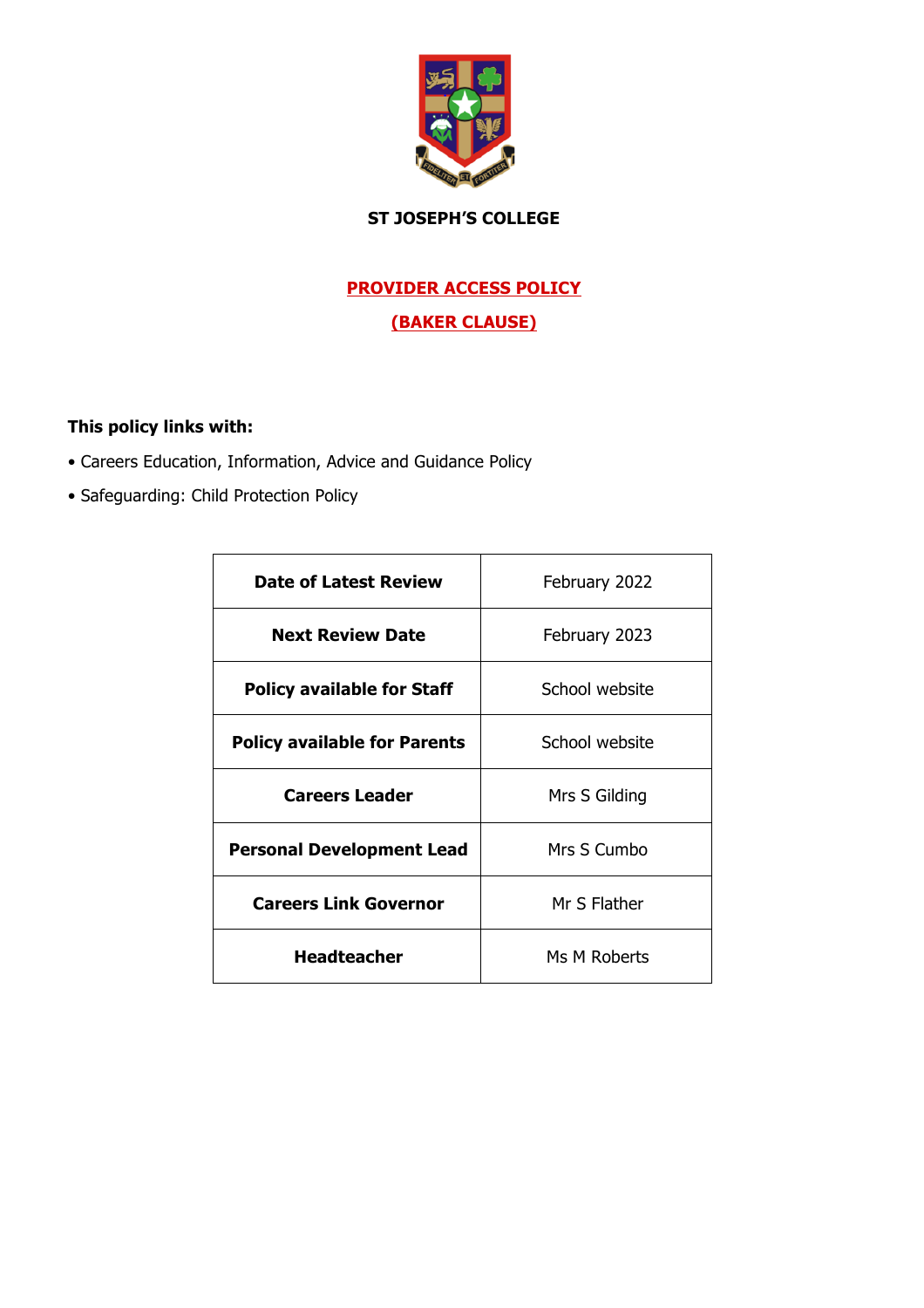**ST JOSEPH'S COLLEGE**

# PROVIDER ACCESS POLICY

## (BAKER CLAUSE)

**This policy links with:**

- Careers Education, Information, Advice and Guidance Policy
- Safeguarding: Child Protection Policy

| | |
|---|---|
| **Date of Latest Review** | February 2022 |
| **Next Review Date** | February 2023 |
| **Policy available for Staff** | School website |
| **Policy available for Parents** | School website |
| **Careers Leader** | Mrs S Gilding |
| **Personal Development Lead** | Mrs S Cumbo |
| **Careers Link Governor** | Mr S Flather |
| **Headteacher** | Ms M Roberts |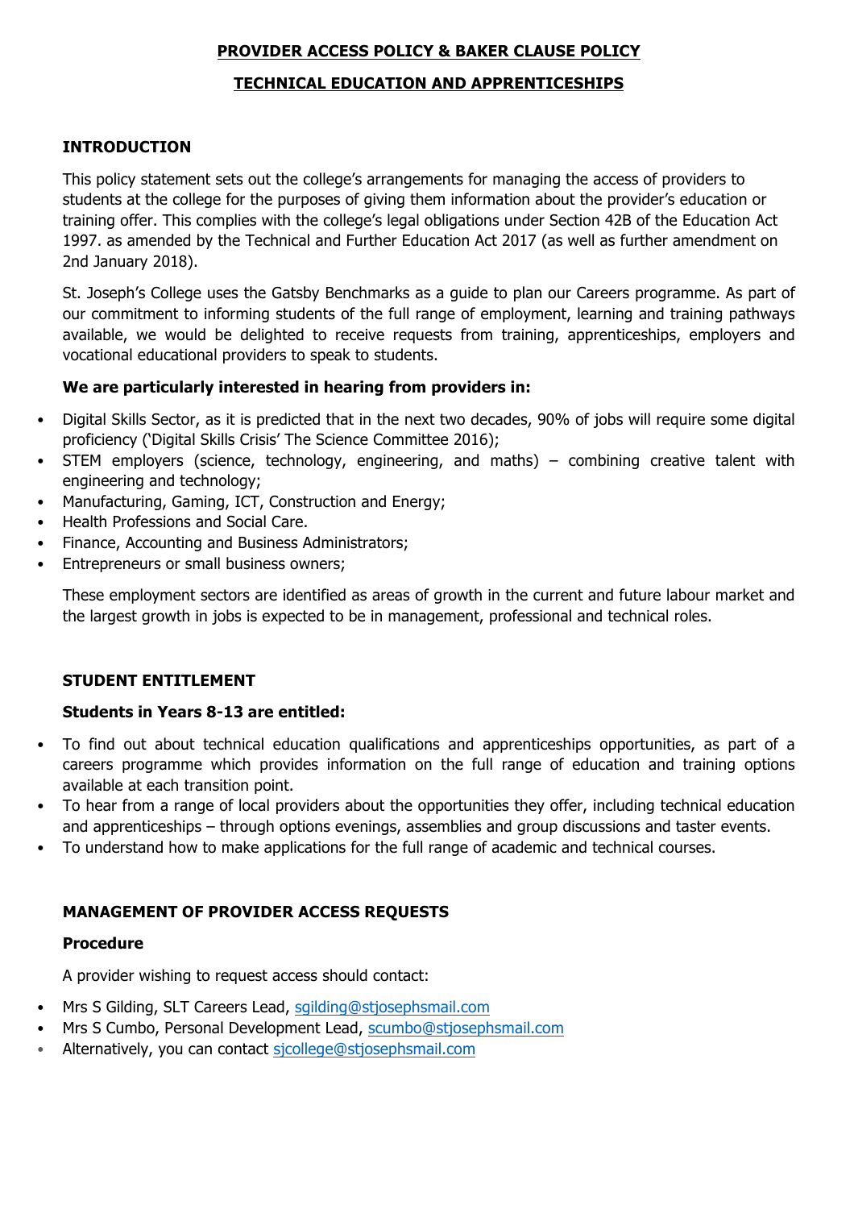**PROVIDER ACCESS POLICY & BAKER CLAUSE POLICY**

**TECHNICAL EDUCATION AND APPRENTICESHIPS**

## INTRODUCTION

This policy statement sets out the college's arrangements for managing the access of providers to students at the college for the purposes of giving them information about the provider's education or training offer. This complies with the college's legal obligations under Section 42B of the Education Act 1997. as amended by the Technical and Further Education Act 2017 (as well as further amendment on 2nd January 2018).

St. Joseph's College uses the Gatsby Benchmarks as a guide to plan our Careers programme. As part of our commitment to informing students of the full range of employment, learning and training pathways available, we would be delighted to receive requests from training, apprenticeships, employers and vocational educational providers to speak to students.

**We are particularly interested in hearing from providers in:**

- Digital Skills Sector, as it is predicted that in the next two decades, 90% of jobs will require some digital proficiency ('Digital Skills Crisis' The Science Committee 2016);
- STEM employers (science, technology, engineering, and maths) – combining creative talent with engineering and technology;
- Manufacturing, Gaming, ICT, Construction and Energy;
- Health Professions and Social Care.
- Finance, Accounting and Business Administrators;
- Entrepreneurs or small business owners;

These employment sectors are identified as areas of growth in the current and future labour market and the largest growth in jobs is expected to be in management, professional and technical roles.

## STUDENT ENTITLEMENT

**Students in Years 8-13 are entitled:**

- To find out about technical education qualifications and apprenticeships opportunities, as part of a careers programme which provides information on the full range of education and training options available at each transition point.
- To hear from a range of local providers about the opportunities they offer, including technical education and apprenticeships – through options evenings, assemblies and group discussions and taster events.
- To understand how to make applications for the full range of academic and technical courses.

## MANAGEMENT OF PROVIDER ACCESS REQUESTS

**Procedure**

A provider wishing to request access should contact:

- Mrs S Gilding, SLT Careers Lead, sgilding@stjosephsmail.com
- Mrs S Cumbo, Personal Development Lead, scumbo@stjosephsmail.com
- Alternatively, you can contact sjcollege@stjosephsmail.com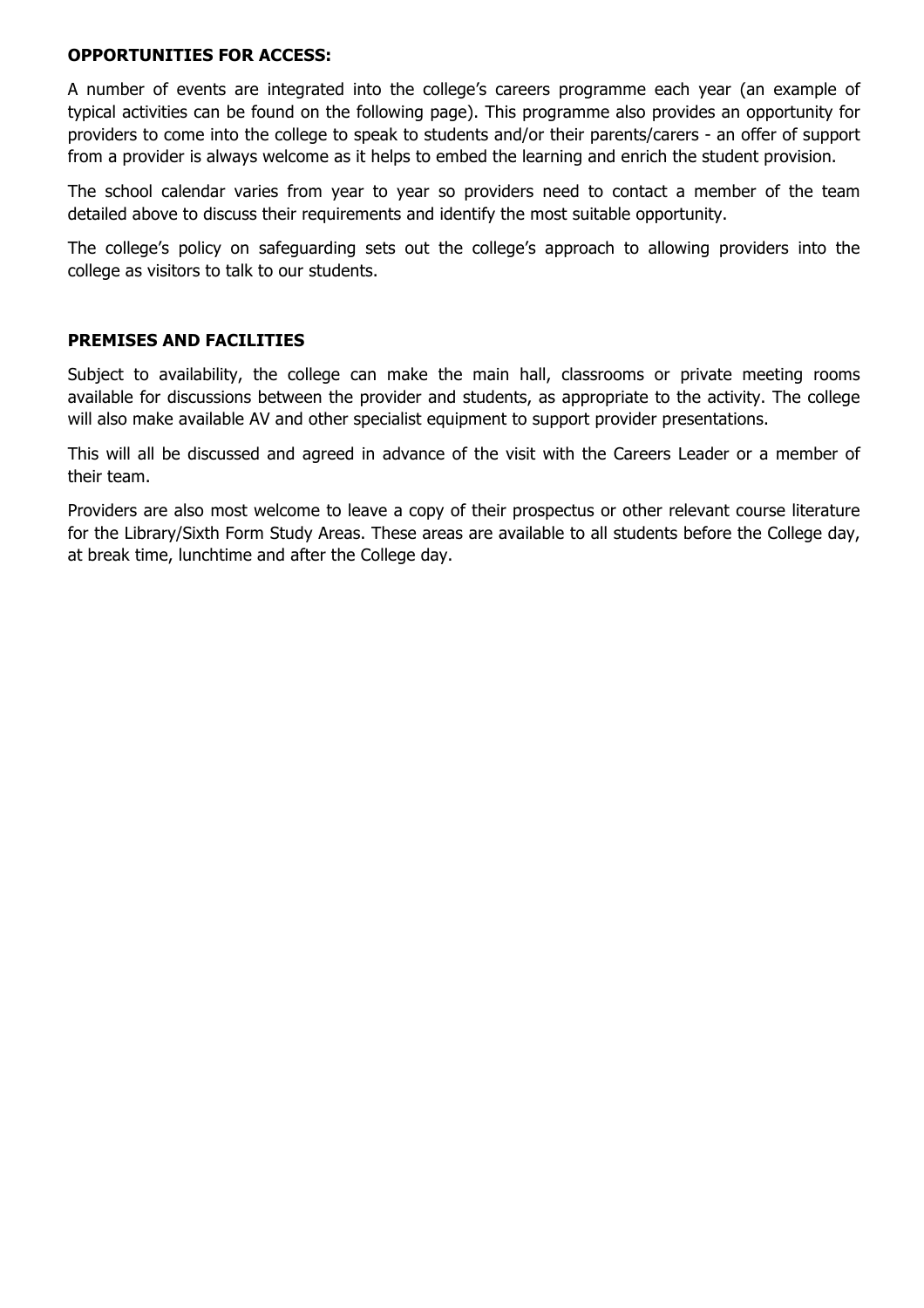## OPPORTUNITIES FOR ACCESS:

A number of events are integrated into the college's careers programme each year (an example of typical activities can be found on the following page). This programme also provides an opportunity for providers to come into the college to speak to students and/or their parents/carers - an offer of support from a provider is always welcome as it helps to embed the learning and enrich the student provision.

The school calendar varies from year to year so providers need to contact a member of the team detailed above to discuss their requirements and identify the most suitable opportunity.

The college's policy on safeguarding sets out the college's approach to allowing providers into the college as visitors to talk to our students.

## PREMISES AND FACILITIES

Subject to availability, the college can make the main hall, classrooms or private meeting rooms available for discussions between the provider and students, as appropriate to the activity. The college will also make available AV and other specialist equipment to support provider presentations.

This will all be discussed and agreed in advance of the visit with the Careers Leader or a member of their team.

Providers are also most welcome to leave a copy of their prospectus or other relevant course literature for the Library/Sixth Form Study Areas. These areas are available to all students before the College day, at break time, lunchtime and after the College day.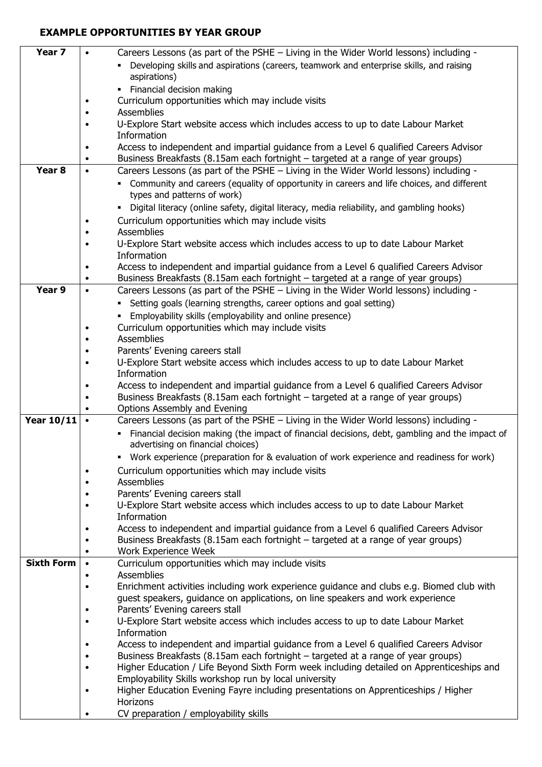## EXAMPLE OPPORTUNITIES BY YEAR GROUP

| | |
|---|---|
| **Year 7** | • Careers Lessons (as part of the PSHE – Living in the Wider World lessons) including -<br>&nbsp;&nbsp;▪ Developing skills and aspirations (careers, teamwork and enterprise skills, and raising aspirations)<br>&nbsp;&nbsp;▪ Financial decision making<br>• Curriculum opportunities which may include visits<br>• Assemblies<br>• U-Explore Start website access which includes access to up to date Labour Market Information<br>• Access to independent and impartial guidance from a Level 6 qualified Careers Advisor<br>• Business Breakfasts (8.15am each fortnight – targeted at a range of year groups) |
| **Year 8** | • Careers Lessons (as part of the PSHE – Living in the Wider World lessons) including -<br>&nbsp;&nbsp;▪ Community and careers (equality of opportunity in careers and life choices, and different types and patterns of work)<br>&nbsp;&nbsp;▪ Digital literacy (online safety, digital literacy, media reliability, and gambling hooks)<br>• Curriculum opportunities which may include visits<br>• Assemblies<br>• U-Explore Start website access which includes access to up to date Labour Market Information<br>• Access to independent and impartial guidance from a Level 6 qualified Careers Advisor<br>• Business Breakfasts (8.15am each fortnight – targeted at a range of year groups) |
| **Year 9** | • Careers Lessons (as part of the PSHE – Living in the Wider World lessons) including -<br>&nbsp;&nbsp;▪ Setting goals (learning strengths, career options and goal setting)<br>&nbsp;&nbsp;▪ Employability skills (employability and online presence)<br>• Curriculum opportunities which may include visits<br>• Assemblies<br>• Parents' Evening careers stall<br>• U-Explore Start website access which includes access to up to date Labour Market Information<br>• Access to independent and impartial guidance from a Level 6 qualified Careers Advisor<br>• Business Breakfasts (8.15am each fortnight – targeted at a range of year groups)<br>• Options Assembly and Evening |
| **Year 10/11** | • Careers Lessons (as part of the PSHE – Living in the Wider World lessons) including -<br>&nbsp;&nbsp;▪ Financial decision making (the impact of financial decisions, debt, gambling and the impact of advertising on financial choices)<br>&nbsp;&nbsp;▪ Work experience (preparation for & evaluation of work experience and readiness for work)<br>• Curriculum opportunities which may include visits<br>• Assemblies<br>• Parents' Evening careers stall<br>• U-Explore Start website access which includes access to up to date Labour Market Information<br>• Access to independent and impartial guidance from a Level 6 qualified Careers Advisor<br>• Business Breakfasts (8.15am each fortnight – targeted at a range of year groups)<br>• Work Experience Week |
| **Sixth Form** | • Curriculum opportunities which may include visits<br>• Assemblies<br>• Enrichment activities including work experience guidance and clubs e.g. Biomed club with guest speakers, guidance on applications, on line speakers and work experience<br>• Parents' Evening careers stall<br>• U-Explore Start website access which includes access to up to date Labour Market Information<br>• Access to independent and impartial guidance from a Level 6 qualified Careers Advisor<br>• Business Breakfasts (8.15am each fortnight – targeted at a range of year groups)<br>• Higher Education / Life Beyond Sixth Form week including detailed on Apprenticeships and Employability Skills workshop run by local university<br>• Higher Education Evening Fayre including presentations on Apprenticeships / Higher Horizons<br>• CV preparation / employability skills |